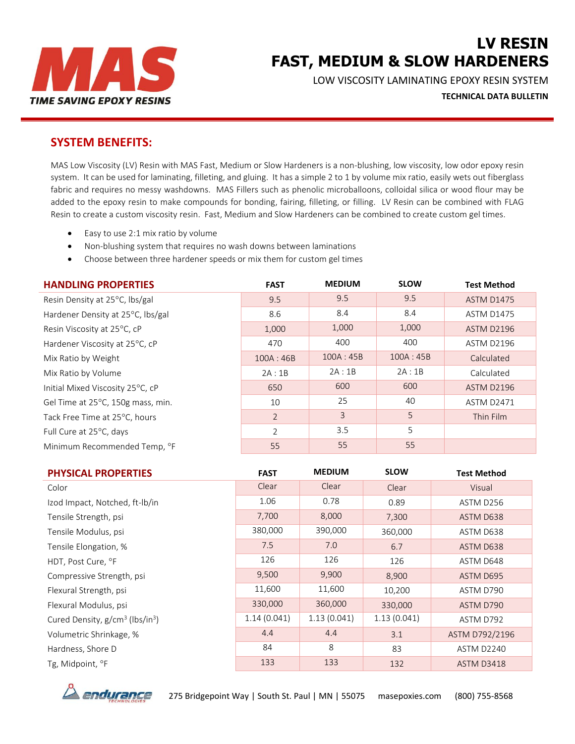# MAS

*TIME SAVING EPOXY RESINS*

# LV RESIN
# FAST, MEDIUM & SLOW HARDENERS

LOW VISCOSITY LAMINATING EPOXY RESIN SYSTEM

**TECHNICAL DATA BULLETIN**

## SYSTEM BENEFITS:

MAS Low Viscosity (LV) Resin with MAS Fast, Medium or Slow Hardeners is a non-blushing, low viscosity, low odor epoxy resin system. It can be used for laminating, filleting, and gluing. It has a simple 2 to 1 by volume mix ratio, easily wets out fiberglass fabric and requires no messy washdowns. MAS Fillers such as phenolic microballoons, colloidal silica or wood flour may be added to the epoxy resin to make compounds for bonding, fairing, filleting, or filling. LV Resin can be combined with FLAG Resin to create a custom viscosity resin. Fast, Medium and Slow Hardeners can be combined to create custom gel times.

- Easy to use 2:1 mix ratio by volume
- Non-blushing system that requires no wash downs between laminations
- Choose between three hardener speeds or mix them for custom gel times

| HANDLING PROPERTIES | FAST | MEDIUM | SLOW | Test Method |
|---|---|---|---|---|
| Resin Density at 25°C, lbs/gal | 9.5 | 9.5 | 9.5 | ASTM D1475 |
| Hardener Density at 25°C, lbs/gal | 8.6 | 8.4 | 8.4 | ASTM D1475 |
| Resin Viscosity at 25°C, cP | 1,000 | 1,000 | 1,000 | ASTM D2196 |
| Hardener Viscosity at 25°C, cP | 470 | 400 | 400 | ASTM D2196 |
| Mix Ratio by Weight | 100A : 46B | 100A : 45B | 100A : 45B | Calculated |
| Mix Ratio by Volume | 2A : 1B | 2A : 1B | 2A : 1B | Calculated |
| Initial Mixed Viscosity 25°C, cP | 650 | 600 | 600 | ASTM D2196 |
| Gel Time at 25°C, 150g mass, min. | 10 | 25 | 40 | ASTM D2471 |
| Tack Free Time at 25°C, hours | 2 | 3 | 5 | Thin Film |
| Full Cure at 25°C, days | 2 | 3.5 | 5 | |
| Minimum Recommended Temp, °F | 55 | 55 | 55 | |

| PHYSICAL PROPERTIES | FAST | MEDIUM | SLOW | Test Method |
|---|---|---|---|---|
| Color | Clear | Clear | Clear | Visual |
| Izod Impact, Notched, ft-lb/in | 1.06 | 0.78 | 0.89 | ASTM D256 |
| Tensile Strength, psi | 7,700 | 8,000 | 7,300 | ASTM D638 |
| Tensile Modulus, psi | 380,000 | 390,000 | 360,000 | ASTM D638 |
| Tensile Elongation, % | 7.5 | 7.0 | 6.7 | ASTM D638 |
| HDT, Post Cure, °F | 126 | 126 | 126 | ASTM D648 |
| Compressive Strength, psi | 9,500 | 9,900 | 8,900 | ASTM D695 |
| Flexural Strength, psi | 11,600 | 11,600 | 10,200 | ASTM D790 |
| Flexural Modulus, psi | 330,000 | 360,000 | 330,000 | ASTM D790 |
| Cured Density, g/cm$^3$ (lbs/in$^3$) | 1.14 (0.041) | 1.13 (0.041) | 1.13 (0.041) | ASTM D792 |
| Volumetric Shrinkage, % | 4.4 | 4.4 | 3.1 | ASTM D792/2196 |
| Hardness, Shore D | 84 | 8 | 83 | ASTM D2240 |
| Tg, Midpoint, °F | 133 | 133 | 132 | ASTM D3418 |

endurance TECHNOLOGIES 275 Bridgepoint Way | South St. Paul | MN | 55075 masepoxies.com (800) 755-8568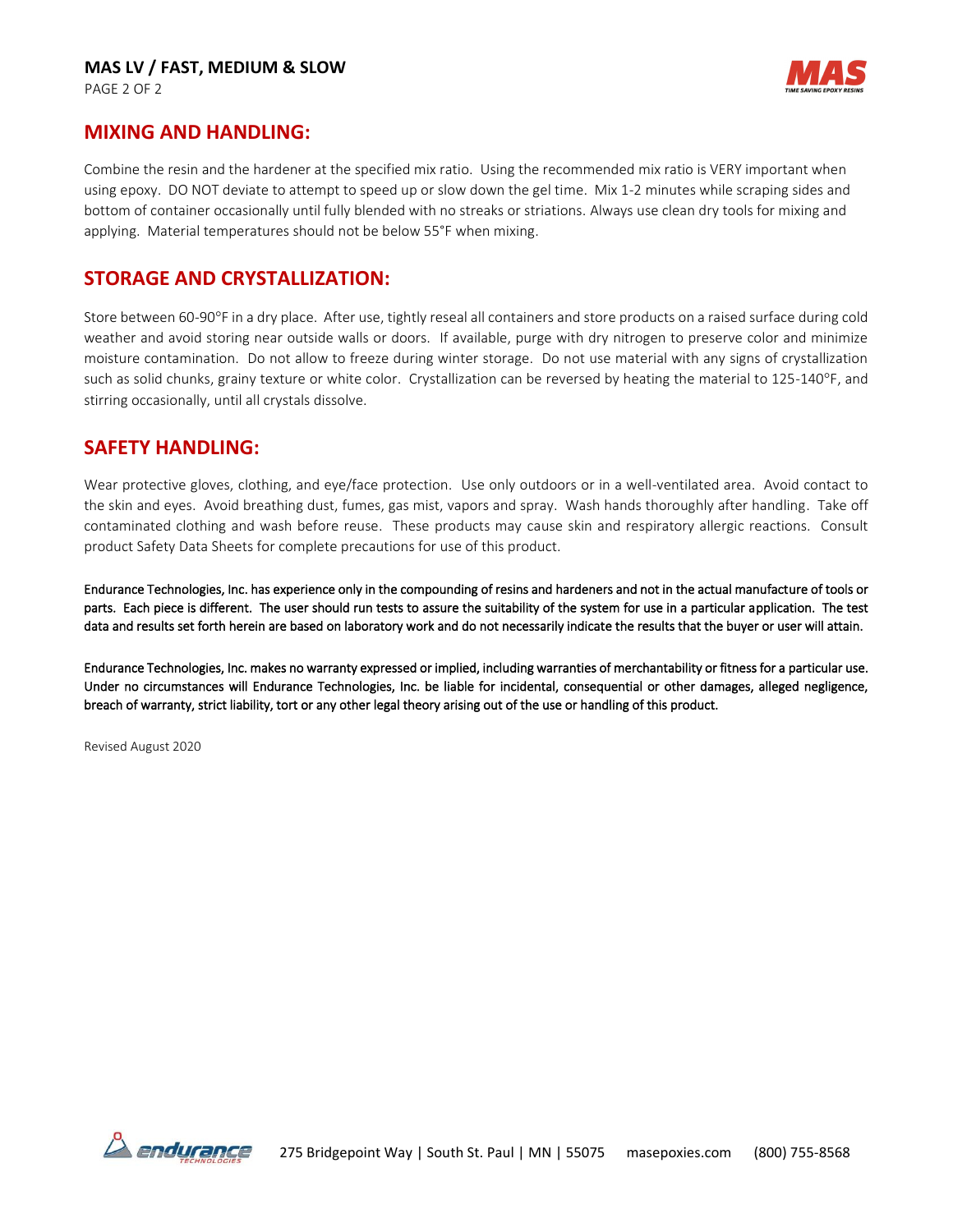## MIXING AND HANDLING:

Combine the resin and the hardener at the specified mix ratio. Using the recommended mix ratio is VERY important when using epoxy. DO NOT deviate to attempt to speed up or slow down the gel time. Mix 1-2 minutes while scraping sides and bottom of container occasionally until fully blended with no streaks or striations. Always use clean dry tools for mixing and applying. Material temperatures should not be below 55°F when mixing.

## STORAGE AND CRYSTALLIZATION:

Store between 60-90°F in a dry place. After use, tightly reseal all containers and store products on a raised surface during cold weather and avoid storing near outside walls or doors. If available, purge with dry nitrogen to preserve color and minimize moisture contamination. Do not allow to freeze during winter storage. Do not use material with any signs of crystallization such as solid chunks, grainy texture or white color. Crystallization can be reversed by heating the material to 125-140°F, and stirring occasionally, until all crystals dissolve.

## SAFETY HANDLING:

Wear protective gloves, clothing, and eye/face protection. Use only outdoors or in a well-ventilated area. Avoid contact to the skin and eyes. Avoid breathing dust, fumes, gas mist, vapors and spray. Wash hands thoroughly after handling. Take off contaminated clothing and wash before reuse. These products may cause skin and respiratory allergic reactions. Consult product Safety Data Sheets for complete precautions for use of this product.

Endurance Technologies, Inc. has experience only in the compounding of resins and hardeners and not in the actual manufacture of tools or parts. Each piece is different. The user should run tests to assure the suitability of the system for use in a particular application. The test data and results set forth herein are based on laboratory work and do not necessarily indicate the results that the buyer or user will attain.

Endurance Technologies, Inc. makes no warranty expressed or implied, including warranties of merchantability or fitness for a particular use. Under no circumstances will Endurance Technologies, Inc. be liable for incidental, consequential or other damages, alleged negligence, breach of warranty, strict liability, tort or any other legal theory arising out of the use or handling of this product.

Revised August 2020

275 Bridgepoint Way | South St. Paul | MN | 55075 masepoxies.com (800) 755-8568